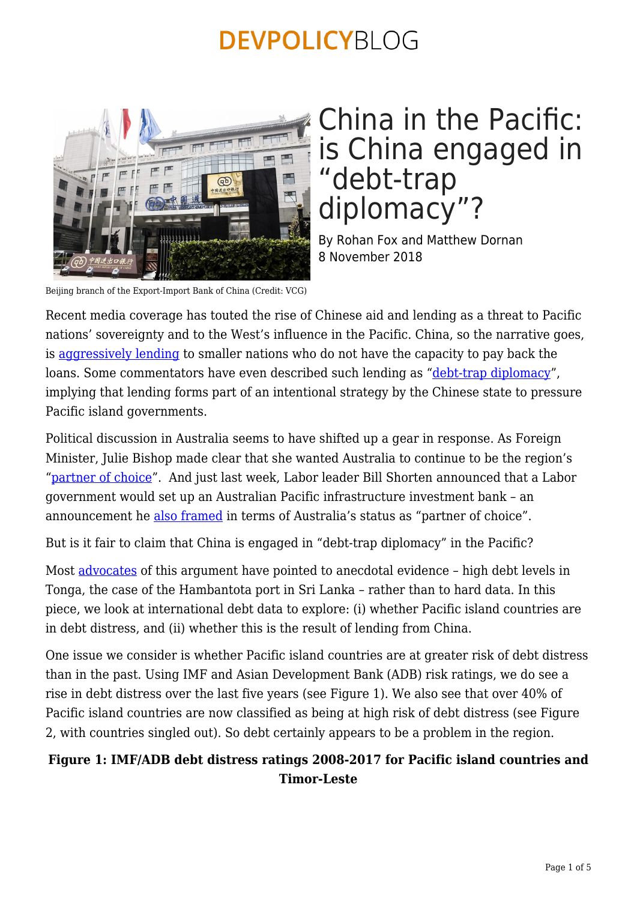# China in the Pacific: is China engaged in "debt-trap diplomacy"?

By Rohan Fox and Matthew Dornan
8 November 2018

Beijing branch of the Export-Import Bank of China (Credit: VCG)

Recent media coverage has touted the rise of Chinese aid and lending as a threat to Pacific nations' sovereignty and to the West's influence in the Pacific. China, so the narrative goes, is aggressively lending to smaller nations who do not have the capacity to pay back the loans. Some commentators have even described such lending as "debt-trap diplomacy", implying that lending forms part of an intentional strategy by the Chinese state to pressure Pacific island governments.

Political discussion in Australia seems to have shifted up a gear in response. As Foreign Minister, Julie Bishop made clear that she wanted Australia to continue to be the region's "partner of choice". And just last week, Labor leader Bill Shorten announced that a Labor government would set up an Australian Pacific infrastructure investment bank – an announcement he also framed in terms of Australia's status as "partner of choice".

But is it fair to claim that China is engaged in "debt-trap diplomacy" in the Pacific?

Most advocates of this argument have pointed to anecdotal evidence – high debt levels in Tonga, the case of the Hambantota port in Sri Lanka – rather than to hard data. In this piece, we look at international debt data to explore: (i) whether Pacific island countries are in debt distress, and (ii) whether this is the result of lending from China.

One issue we consider is whether Pacific island countries are at greater risk of debt distress than in the past. Using IMF and Asian Development Bank (ADB) risk ratings, we do see a rise in debt distress over the last five years (see Figure 1). We also see that over 40% of Pacific island countries are now classified as being at high risk of debt distress (see Figure 2, with countries singled out). So debt certainly appears to be a problem in the region.

**Figure 1: IMF/ADB debt distress ratings 2008-2017 for Pacific island countries and Timor-Leste**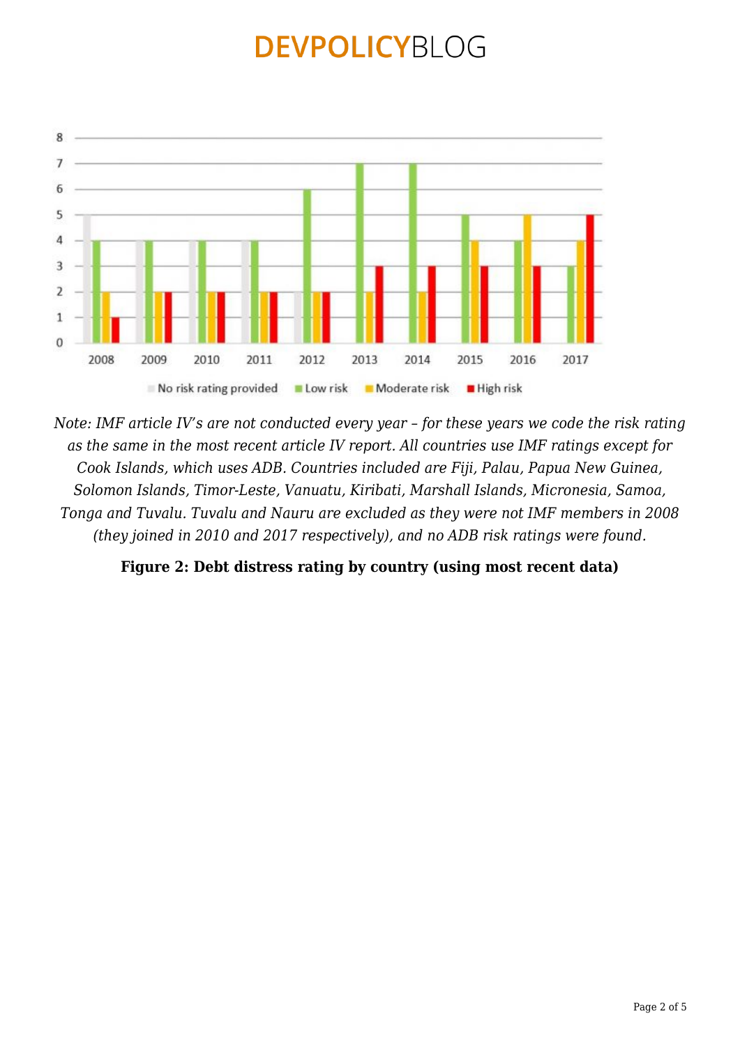*Note: IMF article IV's are not conducted every year – for these years we code the risk rating as the same in the most recent article IV report. All countries use IMF ratings except for Cook Islands, which uses ADB. Countries included are Fiji, Palau, Papua New Guinea, Solomon Islands, Timor-Leste, Vanuatu, Kiribati, Marshall Islands, Micronesia, Samoa, Tonga and Tuvalu. Tuvalu and Nauru are excluded as they were not IMF members in 2008 (they joined in 2010 and 2017 respectively), and no ADB risk ratings were found.*

**Figure 2: Debt distress rating by country (using most recent data)**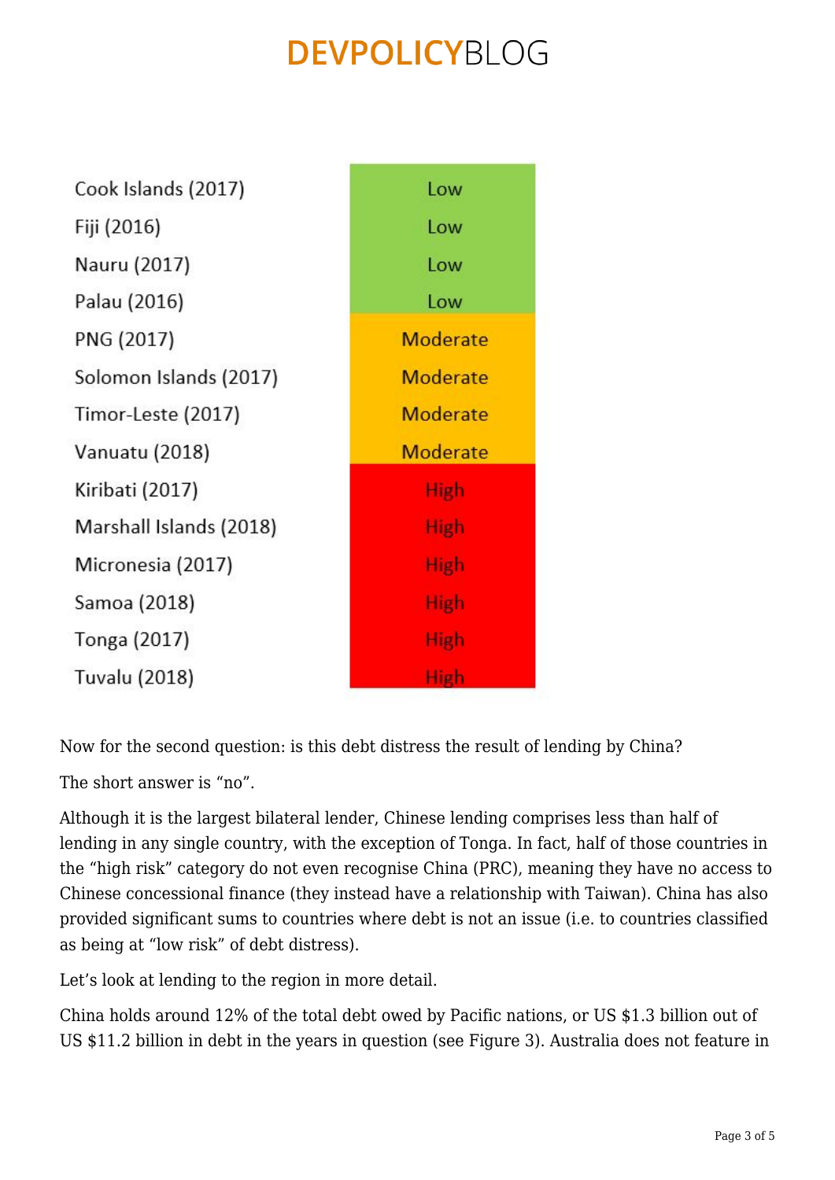| Country | Risk |
| --- | --- |
| Cook Islands (2017) | Low |
| Fiji (2016) | Low |
| Nauru (2017) | Low |
| Palau (2016) | Low |
| PNG (2017) | Moderate |
| Solomon Islands (2017) | Moderate |
| Timor-Leste (2017) | Moderate |
| Vanuatu (2018) | Moderate |
| Kiribati (2017) | High |
| Marshall Islands (2018) | High |
| Micronesia (2017) | High |
| Samoa (2018) | High |
| Tonga (2017) | High |
| Tuvalu (2018) | High |

Now for the second question: is this debt distress the result of lending by China?

The short answer is "no".

Although it is the largest bilateral lender, Chinese lending comprises less than half of lending in any single country, with the exception of Tonga. In fact, half of those countries in the "high risk" category do not even recognise China (PRC), meaning they have no access to Chinese concessional finance (they instead have a relationship with Taiwan). China has also provided significant sums to countries where debt is not an issue (i.e. to countries classified as being at "low risk" of debt distress).

Let's look at lending to the region in more detail.

China holds around 12% of the total debt owed by Pacific nations, or US $1.3 billion out of US $11.2 billion in debt in the years in question (see Figure 3). Australia does not feature in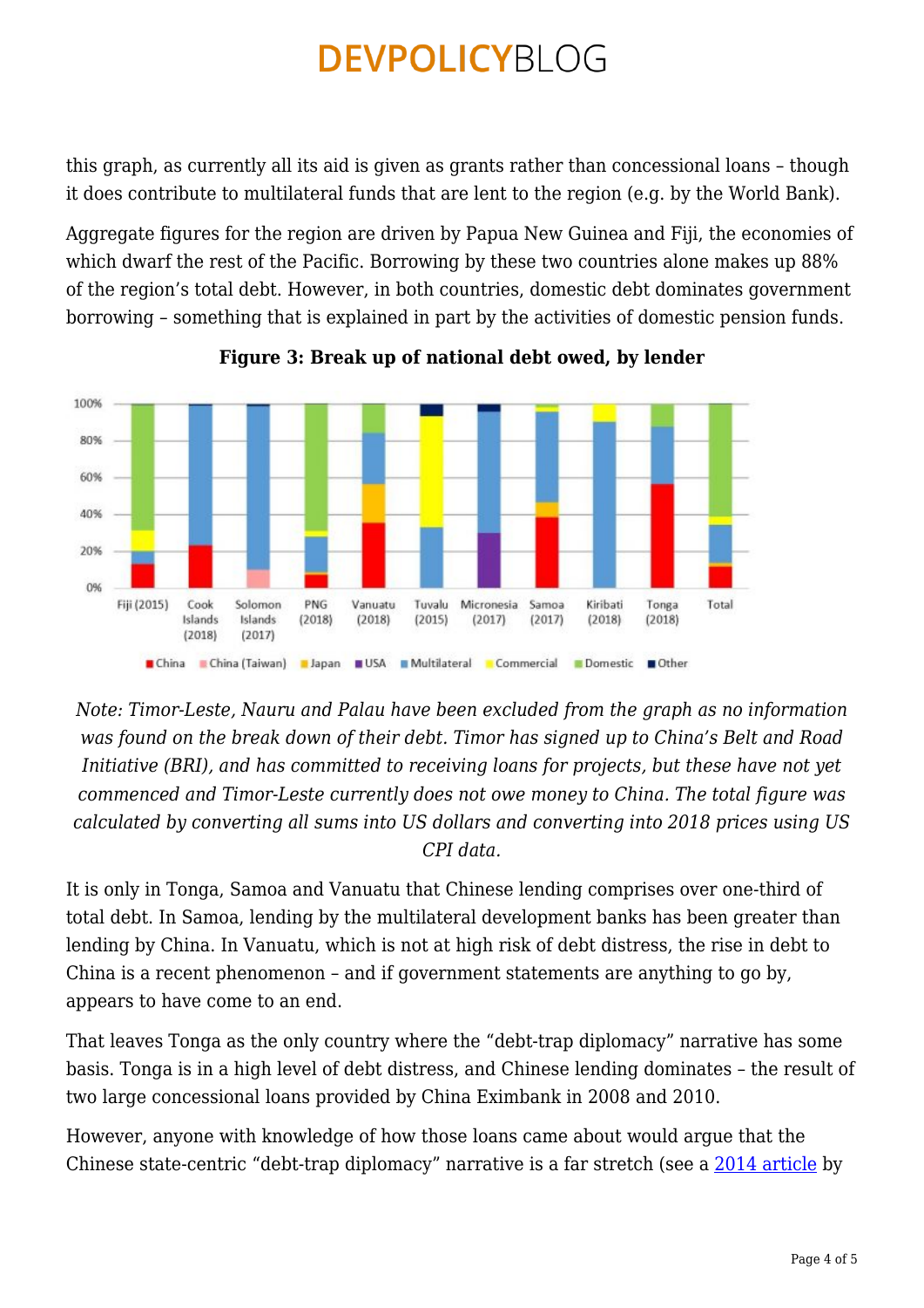this graph, as currently all its aid is given as grants rather than concessional loans – though it does contribute to multilateral funds that are lent to the region (e.g. by the World Bank).

Aggregate figures for the region are driven by Papua New Guinea and Fiji, the economies of which dwarf the rest of the Pacific. Borrowing by these two countries alone makes up 88% of the region's total debt. However, in both countries, domestic debt dominates government borrowing – something that is explained in part by the activities of domestic pension funds.

**Figure 3: Break up of national debt owed, by lender**

*Note: Timor-Leste, Nauru and Palau have been excluded from the graph as no information was found on the break down of their debt. Timor has signed up to China's Belt and Road Initiative (BRI), and has committed to receiving loans for projects, but these have not yet commenced and Timor-Leste currently does not owe money to China. The total figure was calculated by converting all sums into US dollars and converting into 2018 prices using US CPI data.*

It is only in Tonga, Samoa and Vanuatu that Chinese lending comprises over one-third of total debt. In Samoa, lending by the multilateral development banks has been greater than lending by China. In Vanuatu, which is not at high risk of debt distress, the rise in debt to China is a recent phenomenon – and if government statements are anything to go by, appears to have come to an end.

That leaves Tonga as the only country where the "debt-trap diplomacy" narrative has some basis. Tonga is in a high level of debt distress, and Chinese lending dominates – the result of two large concessional loans provided by China Eximbank in 2008 and 2010.

However, anyone with knowledge of how those loans came about would argue that the Chinese state-centric "debt-trap diplomacy" narrative is a far stretch (see a [2014 article] by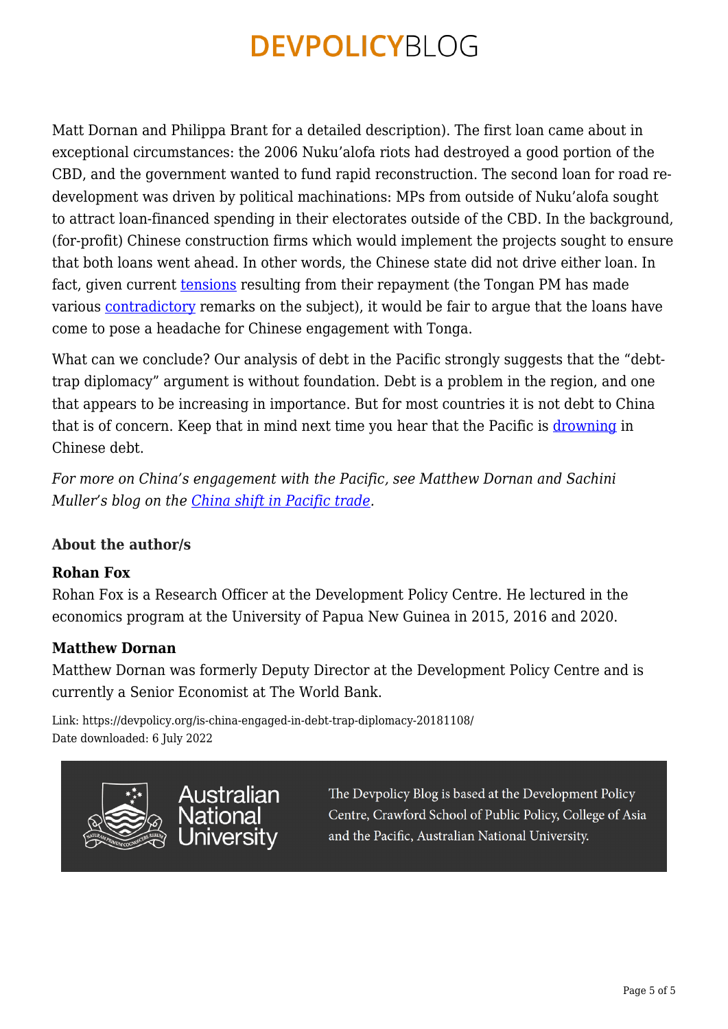Matt Dornan and Philippa Brant for a detailed description). The first loan came about in exceptional circumstances: the 2006 Nuku'alofa riots had destroyed a good portion of the CBD, and the government wanted to fund rapid reconstruction. The second loan for road re-development was driven by political machinations: MPs from outside of Nuku'alofa sought to attract loan-financed spending in their electorates outside of the CBD. In the background, (for-profit) Chinese construction firms which would implement the projects sought to ensure that both loans went ahead. In other words, the Chinese state did not drive either loan. In fact, given current tensions resulting from their repayment (the Tongan PM has made various contradictory remarks on the subject), it would be fair to argue that the loans have come to pose a headache for Chinese engagement with Tonga.

What can we conclude? Our analysis of debt in the Pacific strongly suggests that the "debt-trap diplomacy" argument is without foundation. Debt is a problem in the region, and one that appears to be increasing in importance. But for most countries it is not debt to China that is of concern. Keep that in mind next time you hear that the Pacific is drowning in Chinese debt.

*For more on China's engagement with the Pacific, see Matthew Dornan and Sachini Muller's blog on the China shift in Pacific trade.*

**About the author/s**

**Rohan Fox**
Rohan Fox is a Research Officer at the Development Policy Centre. He lectured in the economics program at the University of Papua New Guinea in 2015, 2016 and 2020.

**Matthew Dornan**
Matthew Dornan was formerly Deputy Director at the Development Policy Centre and is currently a Senior Economist at The World Bank.

Link: https://devpolicy.org/is-china-engaged-in-debt-trap-diplomacy-20181108/
Date downloaded: 6 July 2022

Australian National University

The Devpolicy Blog is based at the Development Policy Centre, Crawford School of Public Policy, College of Asia and the Pacific, Australian National University.